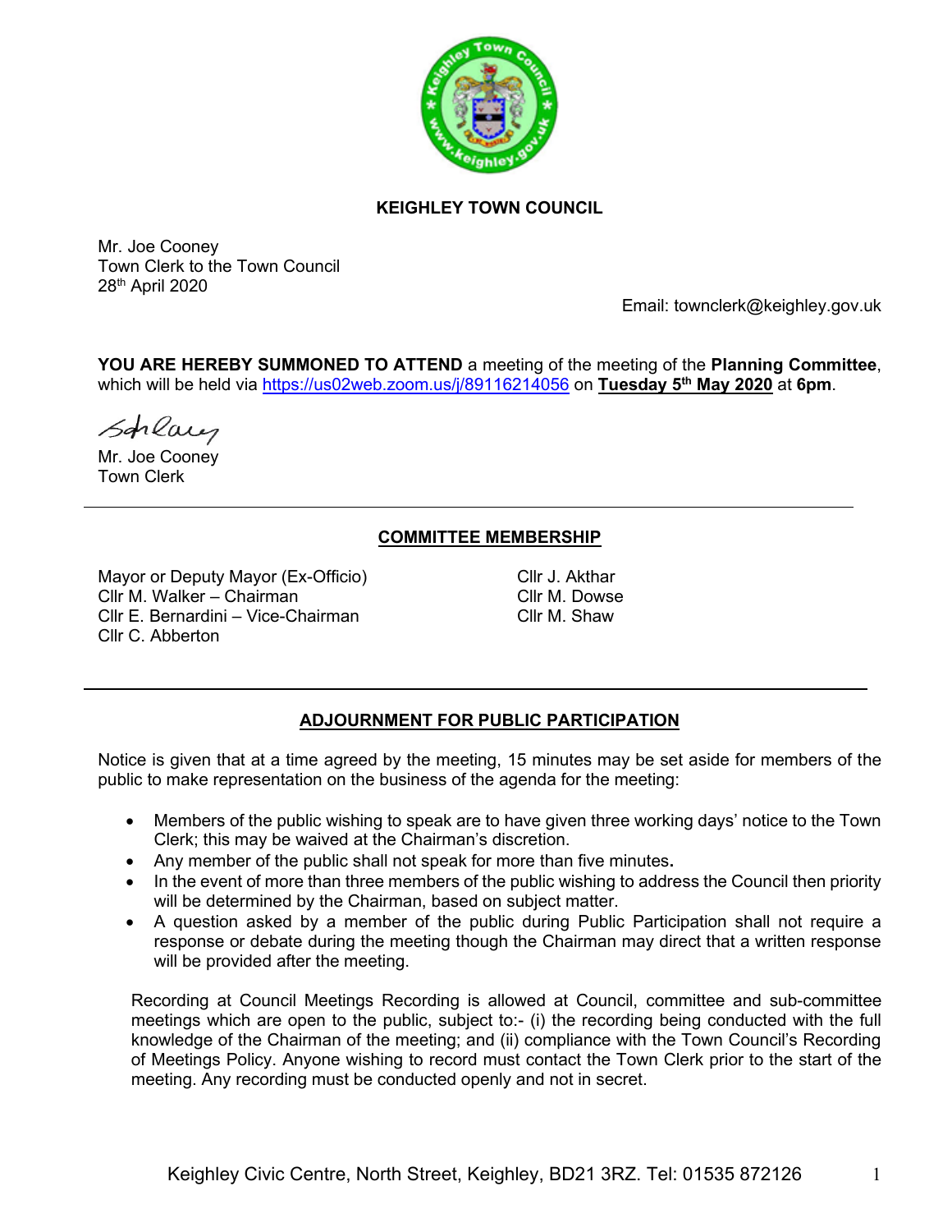# KEIGHLEY TOWN COUNCIL

Mr. Joe Cooney
Town Clerk to the Town Council
28th April 2020

Email: townclerk@keighley.gov.uk

**YOU ARE HEREBY SUMMONED TO ATTEND** a meeting of the meeting of the **Planning Committee**, which will be held via https://us02web.zoom.us/j/89116214056 on **Tuesday 5th May 2020** at **6pm**.

Mr. Joe Cooney
Town Clerk

---

## COMMITTEE MEMBERSHIP

Mayor or Deputy Mayor (Ex-Officio)
Cllr M. Walker – Chairman
Cllr E. Bernardini – Vice-Chairman
Cllr C. Abberton
Cllr J. Akthar
Cllr M. Dowse
Cllr M. Shaw

---

## ADJOURNMENT FOR PUBLIC PARTICIPATION

Notice is given that at a time agreed by the meeting, 15 minutes may be set aside for members of the public to make representation on the business of the agenda for the meeting:

- Members of the public wishing to speak are to have given three working days' notice to the Town Clerk; this may be waived at the Chairman's discretion.
- Any member of the public shall not speak for more than five minutes**.**
- In the event of more than three members of the public wishing to address the Council then priority will be determined by the Chairman, based on subject matter.
- A question asked by a member of the public during Public Participation shall not require a response or debate during the meeting though the Chairman may direct that a written response will be provided after the meeting.

Recording at Council Meetings Recording is allowed at Council, committee and sub-committee meetings which are open to the public, subject to:- (i) the recording being conducted with the full knowledge of the Chairman of the meeting; and (ii) compliance with the Town Council's Recording of Meetings Policy. Anyone wishing to record must contact the Town Clerk prior to the start of the meeting. Any recording must be conducted openly and not in secret.

Keighley Civic Centre, North Street, Keighley, BD21 3RZ. Tel: 01535 872126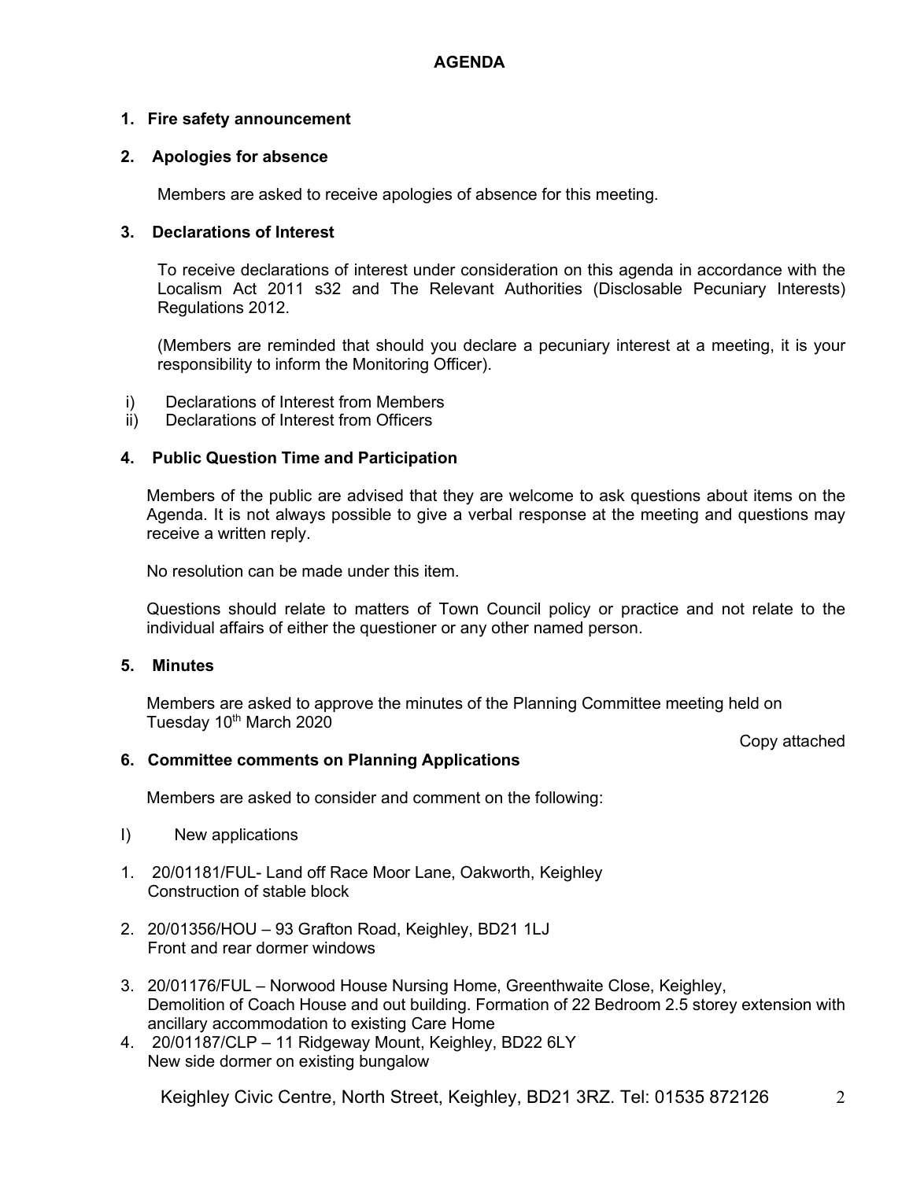# AGENDA

**1. Fire safety announcement**

**2. Apologies for absence**

Members are asked to receive apologies of absence for this meeting.

**3. Declarations of Interest**

To receive declarations of interest under consideration on this agenda in accordance with the Localism Act 2011 s32 and The Relevant Authorities (Disclosable Pecuniary Interests) Regulations 2012.

(Members are reminded that should you declare a pecuniary interest at a meeting, it is your responsibility to inform the Monitoring Officer).

i) Declarations of Interest from Members
ii) Declarations of Interest from Officers

**4. Public Question Time and Participation**

Members of the public are advised that they are welcome to ask questions about items on the Agenda. It is not always possible to give a verbal response at the meeting and questions may receive a written reply.

No resolution can be made under this item.

Questions should relate to matters of Town Council policy or practice and not relate to the individual affairs of either the questioner or any other named person.

**5. Minutes**

Members are asked to approve the minutes of the Planning Committee meeting held on Tuesday 10th March 2020

Copy attached

**6. Committee comments on Planning Applications**

Members are asked to consider and comment on the following:

I) New applications

1. 20/01181/FUL- Land off Race Moor Lane, Oakworth, Keighley
   Construction of stable block

2. 20/01356/HOU – 93 Grafton Road, Keighley, BD21 1LJ
   Front and rear dormer windows

3. 20/01176/FUL – Norwood House Nursing Home, Greenthwaite Close, Keighley,
   Demolition of Coach House and out building. Formation of 22 Bedroom 2.5 storey extension with ancillary accommodation to existing Care Home

4. 20/01187/CLP – 11 Ridgeway Mount, Keighley, BD22 6LY
   New side dormer on existing bungalow

Keighley Civic Centre, North Street, Keighley, BD21 3RZ. Tel: 01535 872126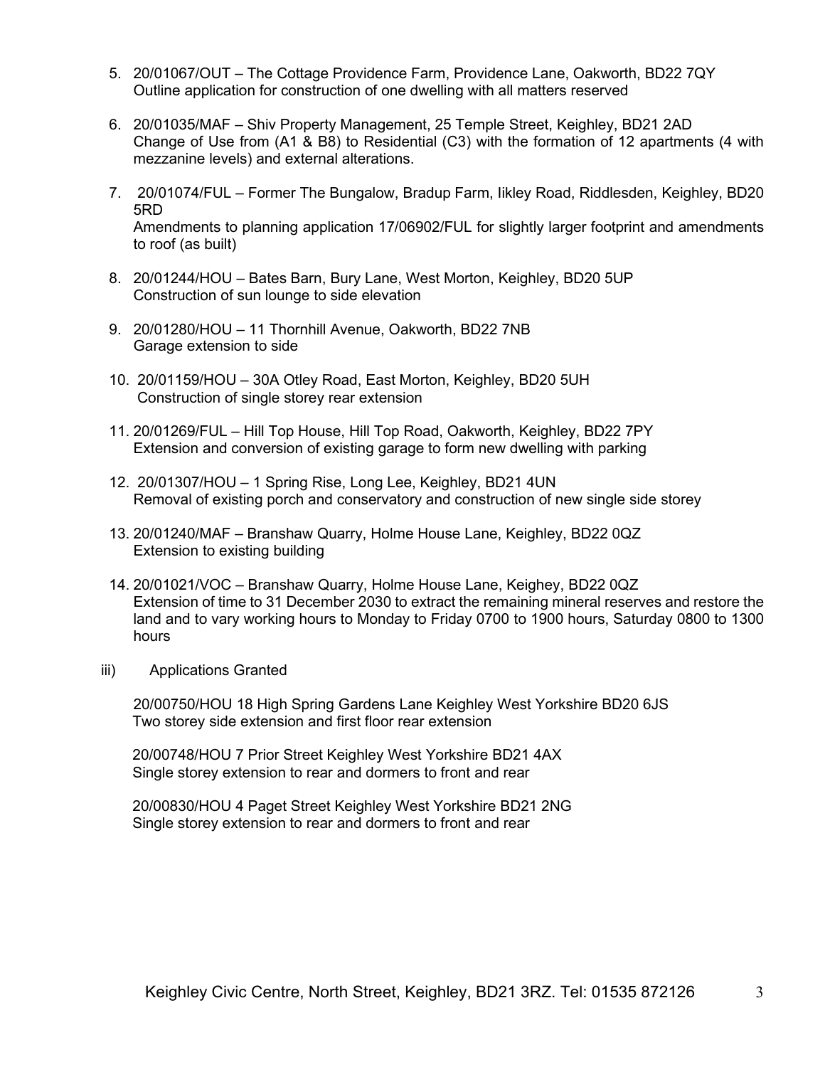5. 20/01067/OUT – The Cottage Providence Farm, Providence Lane, Oakworth, BD22 7QY
   Outline application for construction of one dwelling with all matters reserved

6. 20/01035/MAF – Shiv Property Management, 25 Temple Street, Keighley, BD21 2AD
   Change of Use from (A1 & B8) to Residential (C3) with the formation of 12 apartments (4 with mezzanine levels) and external alterations.

7. 20/01074/FUL – Former The Bungalow, Bradup Farm, Iikley Road, Riddlesden, Keighley, BD20 5RD
   Amendments to planning application 17/06902/FUL for slightly larger footprint and amendments to roof (as built)

8. 20/01244/HOU – Bates Barn, Bury Lane, West Morton, Keighley, BD20 5UP
   Construction of sun lounge to side elevation

9. 20/01280/HOU – 11 Thornhill Avenue, Oakworth, BD22 7NB
   Garage extension to side

10. 20/01159/HOU – 30A Otley Road, East Morton, Keighley, BD20 5UH
    Construction of single storey rear extension

11. 20/01269/FUL – Hill Top House, Hill Top Road, Oakworth, Keighley, BD22 7PY
    Extension and conversion of existing garage to form new dwelling with parking

12. 20/01307/HOU – 1 Spring Rise, Long Lee, Keighley, BD21 4UN
    Removal of existing porch and conservatory and construction of new single side storey

13. 20/01240/MAF – Branshaw Quarry, Holme House Lane, Keighley, BD22 0QZ
    Extension to existing building

14. 20/01021/VOC – Branshaw Quarry, Holme House Lane, Keighey, BD22 0QZ
    Extension of time to 31 December 2030 to extract the remaining mineral reserves and restore the land and to vary working hours to Monday to Friday 0700 to 1900 hours, Saturday 0800 to 1300 hours

iii) Applications Granted

20/00750/HOU 18 High Spring Gardens Lane Keighley West Yorkshire BD20 6JS
Two storey side extension and first floor rear extension

20/00748/HOU 7 Prior Street Keighley West Yorkshire BD21 4AX
Single storey extension to rear and dormers to front and rear

20/00830/HOU 4 Paget Street Keighley West Yorkshire BD21 2NG
Single storey extension to rear and dormers to front and rear

Keighley Civic Centre, North Street, Keighley, BD21 3RZ. Tel: 01535 872126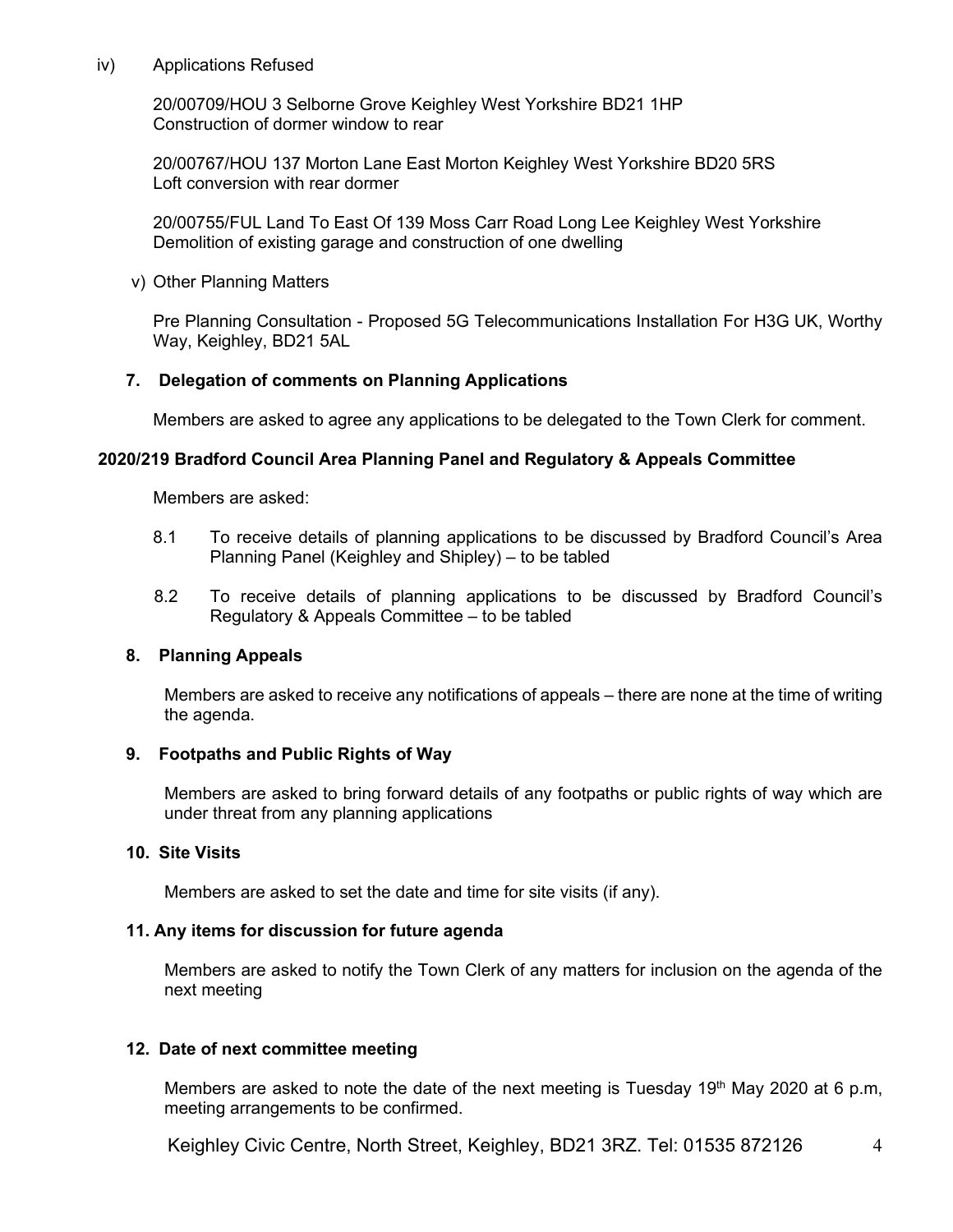iv) Applications Refused

20/00709/HOU 3 Selborne Grove Keighley West Yorkshire BD21 1HP
Construction of dormer window to rear

20/00767/HOU 137 Morton Lane East Morton Keighley West Yorkshire BD20 5RS
Loft conversion with rear dormer

20/00755/FUL Land To East Of 139 Moss Carr Road Long Lee Keighley West Yorkshire
Demolition of existing garage and construction of one dwelling

v) Other Planning Matters

Pre Planning Consultation - Proposed 5G Telecommunications Installation For H3G UK, Worthy Way, Keighley, BD21 5AL

### 7. Delegation of comments on Planning Applications

Members are asked to agree any applications to be delegated to the Town Clerk for comment.

### 2020/219 Bradford Council Area Planning Panel and Regulatory & Appeals Committee

Members are asked:

8.1 To receive details of planning applications to be discussed by Bradford Council's Area Planning Panel (Keighley and Shipley) – to be tabled

8.2 To receive details of planning applications to be discussed by Bradford Council's Regulatory & Appeals Committee – to be tabled

### 8. Planning Appeals

Members are asked to receive any notifications of appeals – there are none at the time of writing the agenda.

### 9. Footpaths and Public Rights of Way

Members are asked to bring forward details of any footpaths or public rights of way which are under threat from any planning applications

### 10. Site Visits

Members are asked to set the date and time for site visits (if any).

### 11. Any items for discussion for future agenda

Members are asked to notify the Town Clerk of any matters for inclusion on the agenda of the next meeting

### 12. Date of next committee meeting

Members are asked to note the date of the next meeting is Tuesday 19th May 2020 at 6 p.m, meeting arrangements to be confirmed.

Keighley Civic Centre, North Street, Keighley, BD21 3RZ. Tel: 01535 872126